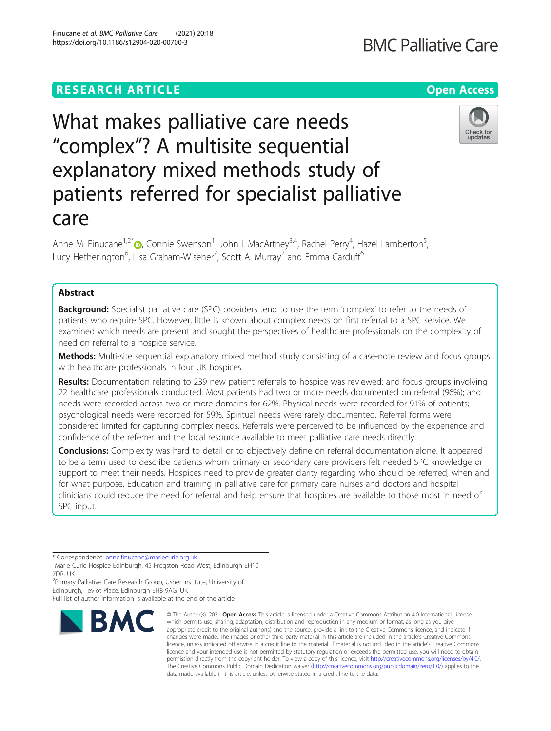RESEARCH ARTICLE

Open Access

# What makes palliative care needs "complex"? A multisite sequential explanatory mixed methods study of patients referred for specialist palliative care

Anne M. Finucane[1,2*], Connie Swenson[1], John I. MacArtney[3,4], Rachel Perry[4], Hazel Lamberton[5], Lucy Hetherington[6], Lisa Graham-Wisener[7], Scott A. Murray[2] and Emma Carduff[6]

## Abstract

**Background:** Specialist palliative care (SPC) providers tend to use the term 'complex' to refer to the needs of patients who require SPC. However, little is known about complex needs on first referral to a SPC service. We examined which needs are present and sought the perspectives of healthcare professionals on the complexity of need on referral to a hospice service.

**Methods:** Multi-site sequential explanatory mixed method study consisting of a case-note review and focus groups with healthcare professionals in four UK hospices.

**Results:** Documentation relating to 239 new patient referrals to hospice was reviewed; and focus groups involving 22 healthcare professionals conducted. Most patients had two or more needs documented on referral (96%); and needs were recorded across two or more domains for 62%. Physical needs were recorded for 91% of patients; psychological needs were recorded for 59%. Spiritual needs were rarely documented. Referral forms were considered limited for capturing complex needs. Referrals were perceived to be influenced by the experience and confidence of the referrer and the local resource available to meet palliative care needs directly.

**Conclusions:** Complexity was hard to detail or to objectively define on referral documentation alone. It appeared to be a term used to describe patients whom primary or secondary care providers felt needed SPC knowledge or support to meet their needs. Hospices need to provide greater clarity regarding who should be referred, when and for what purpose. Education and training in palliative care for primary care nurses and doctors and hospital clinicians could reduce the need for referral and help ensure that hospices are available to those most in need of SPC input.

* Correspondence: anne.finucane@mariecurie.org.uk
[1]Marie Curie Hospice Edinburgh, 45 Frogston Road West, Edinburgh EH10 7DR, UK
[2]Primary Palliative Care Research Group, Usher Institute, University of Edinburgh, Teviot Place, Edinburgh EH8 9AG, UK
Full list of author information is available at the end of the article

© The Author(s). 2021 **Open Access** This article is licensed under a Creative Commons Attribution 4.0 International License, which permits use, sharing, adaptation, distribution and reproduction in any medium or format, as long as you give appropriate credit to the original author(s) and the source, provide a link to the Creative Commons licence, and indicate if changes were made. The images or other third party material in this article are included in the article's Creative Commons licence, unless indicated otherwise in a credit line to the material. If material is not included in the article's Creative Commons licence and your intended use is not permitted by statutory regulation or exceeds the permitted use, you will need to obtain permission directly from the copyright holder. To view a copy of this licence, visit http://creativecommons.org/licenses/by/4.0/. The Creative Commons Public Domain Dedication waiver (http://creativecommons.org/publicdomain/zero/1.0/) applies to the data made available in this article, unless otherwise stated in a credit line to the data.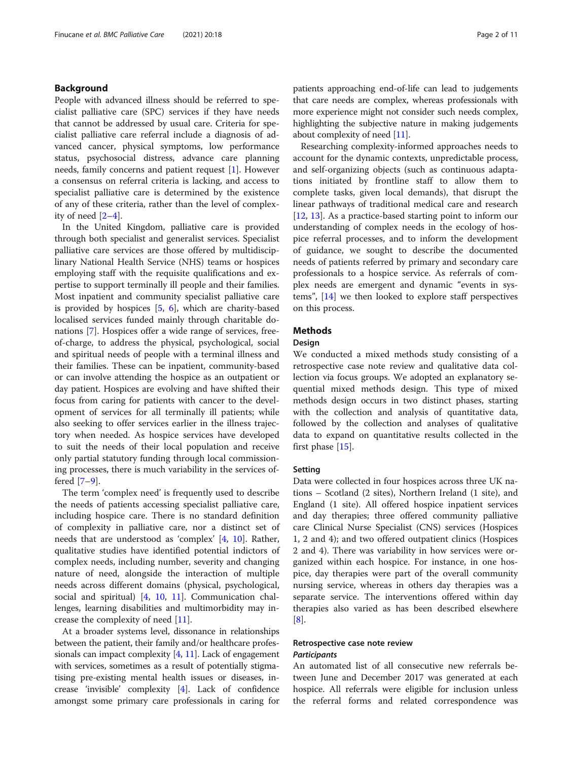## Background

People with advanced illness should be referred to specialist palliative care (SPC) services if they have needs that cannot be addressed by usual care. Criteria for specialist palliative care referral include a diagnosis of advanced cancer, physical symptoms, low performance status, psychosocial distress, advance care planning needs, family concerns and patient request [1]. However a consensus on referral criteria is lacking, and access to specialist palliative care is determined by the existence of any of these criteria, rather than the level of complexity of need [2–4].

In the United Kingdom, palliative care is provided through both specialist and generalist services. Specialist palliative care services are those offered by multidisciplinary National Health Service (NHS) teams or hospices employing staff with the requisite qualifications and expertise to support terminally ill people and their families. Most inpatient and community specialist palliative care is provided by hospices [5, 6], which are charity-based localised services funded mainly through charitable donations [7]. Hospices offer a wide range of services, free-of-charge, to address the physical, psychological, social and spiritual needs of people with a terminal illness and their families. These can be inpatient, community-based or can involve attending the hospice as an outpatient or day patient. Hospices are evolving and have shifted their focus from caring for patients with cancer to the development of services for all terminally ill patients; while also seeking to offer services earlier in the illness trajectory when needed. As hospice services have developed to suit the needs of their local population and receive only partial statutory funding through local commissioning processes, there is much variability in the services offered [7–9].

The term 'complex need' is frequently used to describe the needs of patients accessing specialist palliative care, including hospice care. There is no standard definition of complexity in palliative care, nor a distinct set of needs that are understood as 'complex' [4, 10]. Rather, qualitative studies have identified potential indictors of complex needs, including number, severity and changing nature of need, alongside the interaction of multiple needs across different domains (physical, psychological, social and spiritual) [4, 10, 11]. Communication challenges, learning disabilities and multimorbidity may increase the complexity of need [11].

At a broader systems level, dissonance in relationships between the patient, their family and/or healthcare professionals can impact complexity [4, 11]. Lack of engagement with services, sometimes as a result of potentially stigmatising pre-existing mental health issues or diseases, increase 'invisible' complexity [4]. Lack of confidence amongst some primary care professionals in caring for patients approaching end-of-life can lead to judgements that care needs are complex, whereas professionals with more experience might not consider such needs complex, highlighting the subjective nature in making judgements about complexity of need [11].

Researching complexity-informed approaches needs to account for the dynamic contexts, unpredictable process, and self-organizing objects (such as continuous adaptations initiated by frontline staff to allow them to complete tasks, given local demands), that disrupt the linear pathways of traditional medical care and research [12, 13]. As a practice-based starting point to inform our understanding of complex needs in the ecology of hospice referral processes, and to inform the development of guidance, we sought to describe the documented needs of patients referred by primary and secondary care professionals to a hospice service. As referrals of complex needs are emergent and dynamic "events in systems", [14] we then looked to explore staff perspectives on this process.

## Methods

### Design

We conducted a mixed methods study consisting of a retrospective case note review and qualitative data collection via focus groups. We adopted an explanatory sequential mixed methods design. This type of mixed methods design occurs in two distinct phases, starting with the collection and analysis of quantitative data, followed by the collection and analyses of qualitative data to expand on quantitative results collected in the first phase [15].

### Setting

Data were collected in four hospices across three UK nations – Scotland (2 sites), Northern Ireland (1 site), and England (1 site). All offered hospice inpatient services and day therapies; three offered community palliative care Clinical Nurse Specialist (CNS) services (Hospices 1, 2 and 4); and two offered outpatient clinics (Hospices 2 and 4). There was variability in how services were organized within each hospice. For instance, in one hospice, day therapies were part of the overall community nursing service, whereas in others day therapies was a separate service. The interventions offered within day therapies also varied as has been described elsewhere [8].

### Retrospective case note review

#### *Participants*

An automated list of all consecutive new referrals between June and December 2017 was generated at each hospice. All referrals were eligible for inclusion unless the referral forms and related correspondence was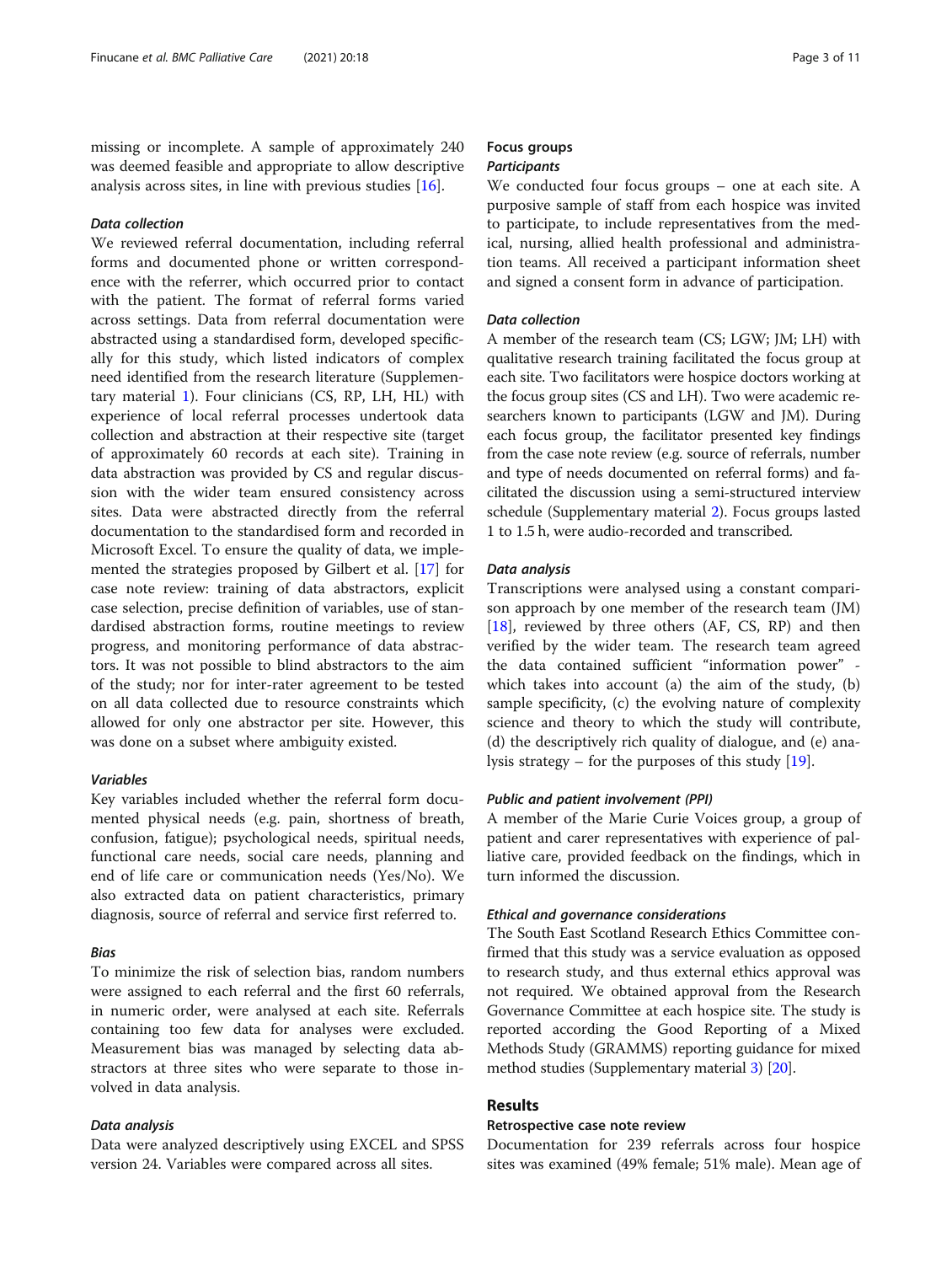missing or incomplete. A sample of approximately 240 was deemed feasible and appropriate to allow descriptive analysis across sites, in line with previous studies [16].

#### *Data collection*

We reviewed referral documentation, including referral forms and documented phone or written correspondence with the referrer, which occurred prior to contact with the patient. The format of referral forms varied across settings. Data from referral documentation were abstracted using a standardised form, developed specifically for this study, which listed indicators of complex need identified from the research literature (Supplementary material 1). Four clinicians (CS, RP, LH, HL) with experience of local referral processes undertook data collection and abstraction at their respective site (target of approximately 60 records at each site). Training in data abstraction was provided by CS and regular discussion with the wider team ensured consistency across sites. Data were abstracted directly from the referral documentation to the standardised form and recorded in Microsoft Excel. To ensure the quality of data, we implemented the strategies proposed by Gilbert et al. [17] for case note review: training of data abstractors, explicit case selection, precise definition of variables, use of standardised abstraction forms, routine meetings to review progress, and monitoring performance of data abstractors. It was not possible to blind abstractors to the aim of the study; nor for inter-rater agreement to be tested on all data collected due to resource constraints which allowed for only one abstractor per site. However, this was done on a subset where ambiguity existed.

#### *Variables*

Key variables included whether the referral form documented physical needs (e.g. pain, shortness of breath, confusion, fatigue); psychological needs, spiritual needs, functional care needs, social care needs, planning and end of life care or communication needs (Yes/No). We also extracted data on patient characteristics, primary diagnosis, source of referral and service first referred to.

#### *Bias*

To minimize the risk of selection bias, random numbers were assigned to each referral and the first 60 referrals, in numeric order, were analysed at each site. Referrals containing too few data for analyses were excluded. Measurement bias was managed by selecting data abstractors at three sites who were separate to those involved in data analysis.

#### *Data analysis*

Data were analyzed descriptively using EXCEL and SPSS version 24. Variables were compared across all sites.

### Focus groups

#### *Participants*

We conducted four focus groups – one at each site. A purposive sample of staff from each hospice was invited to participate, to include representatives from the medical, nursing, allied health professional and administration teams. All received a participant information sheet and signed a consent form in advance of participation.

#### *Data collection*

A member of the research team (CS; LGW; JM; LH) with qualitative research training facilitated the focus group at each site. Two facilitators were hospice doctors working at the focus group sites (CS and LH). Two were academic researchers known to participants (LGW and JM). During each focus group, the facilitator presented key findings from the case note review (e.g. source of referrals, number and type of needs documented on referral forms) and facilitated the discussion using a semi-structured interview schedule (Supplementary material 2). Focus groups lasted 1 to 1.5 h, were audio-recorded and transcribed.

#### *Data analysis*

Transcriptions were analysed using a constant comparison approach by one member of the research team (JM) [18], reviewed by three others (AF, CS, RP) and then verified by the wider team. The research team agreed the data contained sufficient "information power" - which takes into account (a) the aim of the study, (b) sample specificity, (c) the evolving nature of complexity science and theory to which the study will contribute, (d) the descriptively rich quality of dialogue, and (e) analysis strategy – for the purposes of this study [19].

#### *Public and patient involvement (PPI)*

A member of the Marie Curie Voices group, a group of patient and carer representatives with experience of palliative care, provided feedback on the findings, which in turn informed the discussion.

#### *Ethical and governance considerations*

The South East Scotland Research Ethics Committee confirmed that this study was a service evaluation as opposed to research study, and thus external ethics approval was not required. We obtained approval from the Research Governance Committee at each hospice site. The study is reported according the Good Reporting of a Mixed Methods Study (GRAMMS) reporting guidance for mixed method studies (Supplementary material 3) [20].

## Results

### Retrospective case note review

Documentation for 239 referrals across four hospice sites was examined (49% female; 51% male). Mean age of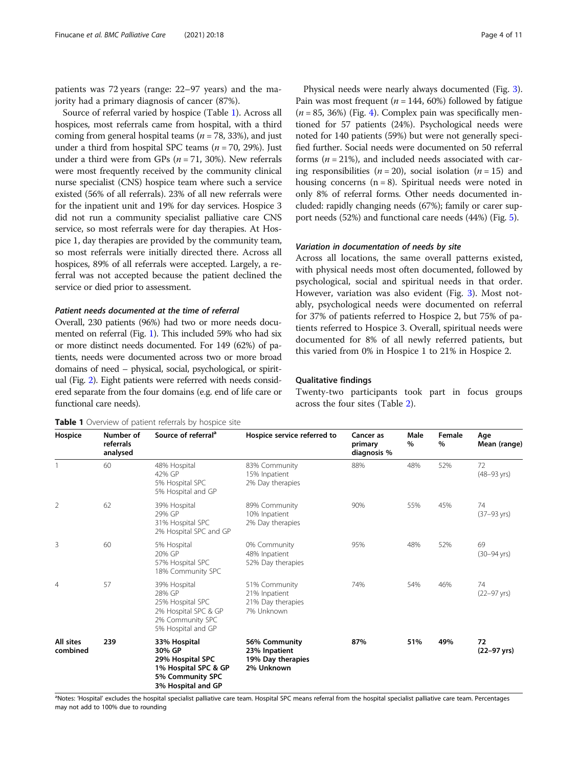patients was 72 years (range: 22–97 years) and the majority had a primary diagnosis of cancer (87%).

Source of referral varied by hospice (Table 1). Across all hospices, most referrals came from hospital, with a third coming from general hospital teams (*n* = 78, 33%), and just under a third from hospital SPC teams (*n* = 70, 29%). Just under a third were from GPs (*n* = 71, 30%). New referrals were most frequently received by the community clinical nurse specialist (CNS) hospice team where such a service existed (56% of all referrals). 23% of all new referrals were for the inpatient unit and 19% for day services. Hospice 3 did not run a community specialist palliative care CNS service, so most referrals were for day therapies. At Hospice 1, day therapies are provided by the community team, so most referrals were initially directed there. Across all hospices, 89% of all referrals were accepted. Largely, a referral was not accepted because the patient declined the service or died prior to assessment.

### *Patient needs documented at the time of referral*

Overall, 230 patients (96%) had two or more needs documented on referral (Fig. 1). This included 59% who had six or more distinct needs documented. For 149 (62%) of patients, needs were documented across two or more broad domains of need – physical, social, psychological, or spiritual (Fig. 2). Eight patients were referred with needs considered separate from the four domains (e.g. end of life care or functional care needs).

Physical needs were nearly always documented (Fig. 3). Pain was most frequent (*n* = 144, 60%) followed by fatigue (*n* = 85, 36%) (Fig. 4). Complex pain was specifically mentioned for 57 patients (24%). Psychological needs were noted for 140 patients (59%) but were not generally specified further. Social needs were documented on 50 referral forms (*n* = 21%), and included needs associated with caring responsibilities (*n* = 20), social isolation (*n* = 15) and housing concerns (n = 8). Spiritual needs were noted in only 8% of referral forms. Other needs documented included: rapidly changing needs (67%); family or carer support needs (52%) and functional care needs (44%) (Fig. 5).

### *Variation in documentation of needs by site*

Across all locations, the same overall patterns existed, with physical needs most often documented, followed by psychological, social and spiritual needs in that order. However, variation was also evident (Fig. 3). Most notably, psychological needs were documented on referral for 37% of patients referred to Hospice 2, but 75% of patients referred to Hospice 3. Overall, spiritual needs were documented for 8% of all newly referred patients, but this varied from 0% in Hospice 1 to 21% in Hospice 2.

### Qualitative findings

Twenty-two participants took part in focus groups across the four sites (Table 2).

**Table 1** Overview of patient referrals by hospice site

| Hospice | Number of referrals analysed | Source of referral[a] | Hospice service referred to | Cancer as primary diagnosis % | Male % | Female % | Age Mean (range) |
|---|---|---|---|---|---|---|---|
| 1 | 60 | 48% Hospital<br>42% GP<br>5% Hospital SPC<br>5% Hospital and GP | 83% Community<br>15% Inpatient<br>2% Day therapies | 88% | 48% | 52% | 72 (48–93 yrs) |
| 2 | 62 | 39% Hospital<br>29% GP<br>31% Hospital SPC<br>2% Hospital SPC and GP | 89% Community<br>10% Inpatient<br>2% Day therapies | 90% | 55% | 45% | 74 (37–93 yrs) |
| 3 | 60 | 5% Hospital<br>20% GP<br>57% Hospital SPC<br>18% Community SPC | 0% Community<br>48% Inpatient<br>52% Day therapies | 95% | 48% | 52% | 69 (30–94 yrs) |
| 4 | 57 | 39% Hospital<br>28% GP<br>25% Hospital SPC<br>2% Hospital SPC & GP<br>2% Community SPC<br>5% Hospital and GP | 51% Community<br>21% Inpatient<br>21% Day therapies<br>7% Unknown | 74% | 54% | 46% | 74 (22–97 yrs) |
| **All sites combined** | **239** | **33% Hospital<br>30% GP<br>29% Hospital SPC<br>1% Hospital SPC & GP<br>5% Community SPC<br>3% Hospital and GP** | **56% Community<br>23% Inpatient<br>19% Day therapies<br>2% Unknown** | **87%** | **51%** | **49%** | **72 (22–97 yrs)** |

[a]Notes: 'Hospital' excludes the hospital specialist palliative care team. Hospital SPC means referral from the hospital specialist palliative care team. Percentages may not add to 100% due to rounding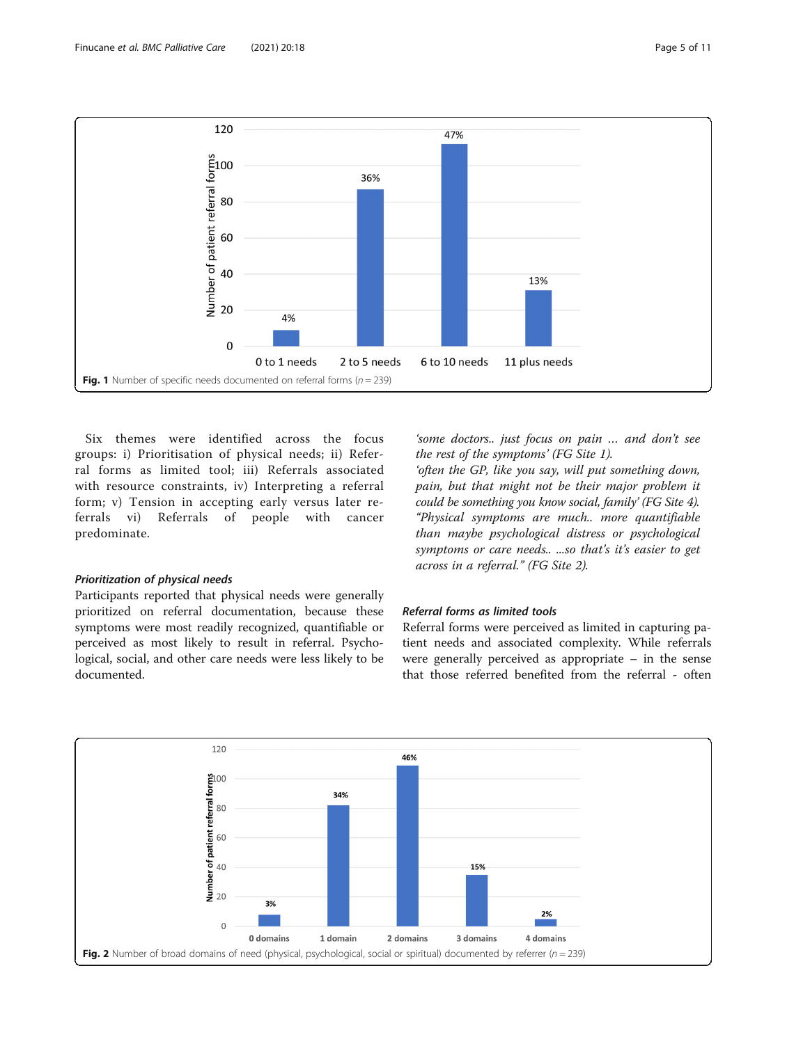Fig. 1 Number of specific needs documented on referral forms ($n = 239$)

Six themes were identified across the focus groups: i) Prioritisation of physical needs; ii) Referral forms as limited tool; iii) Referrals associated with resource constraints, iv) Interpreting a referral form; v) Tension in accepting early versus later referrals vi) Referrals of people with cancer predominate.

#### *Prioritization of physical needs*

Participants reported that physical needs were generally prioritized on referral documentation, because these symptoms were most readily recognized, quantifiable or perceived as most likely to result in referral. Psychological, social, and other care needs were less likely to be documented.

*'some doctors.. just focus on pain … and don't see the rest of the symptoms' (FG Site 1).*

*'often the GP, like you say, will put something down, pain, but that might not be their major problem it could be something you know social, family' (FG Site 4).*

*"Physical symptoms are much.. more quantifiable than maybe psychological distress or psychological symptoms or care needs.. …so that's it's easier to get across in a referral." (FG Site 2).*

#### *Referral forms as limited tools*

Referral forms were perceived as limited in capturing patient needs and associated complexity. While referrals were generally perceived as appropriate – in the sense that those referred benefited from the referral - often

Fig. 2 Number of broad domains of need (physical, psychological, social or spiritual) documented by referrer ($n = 239$)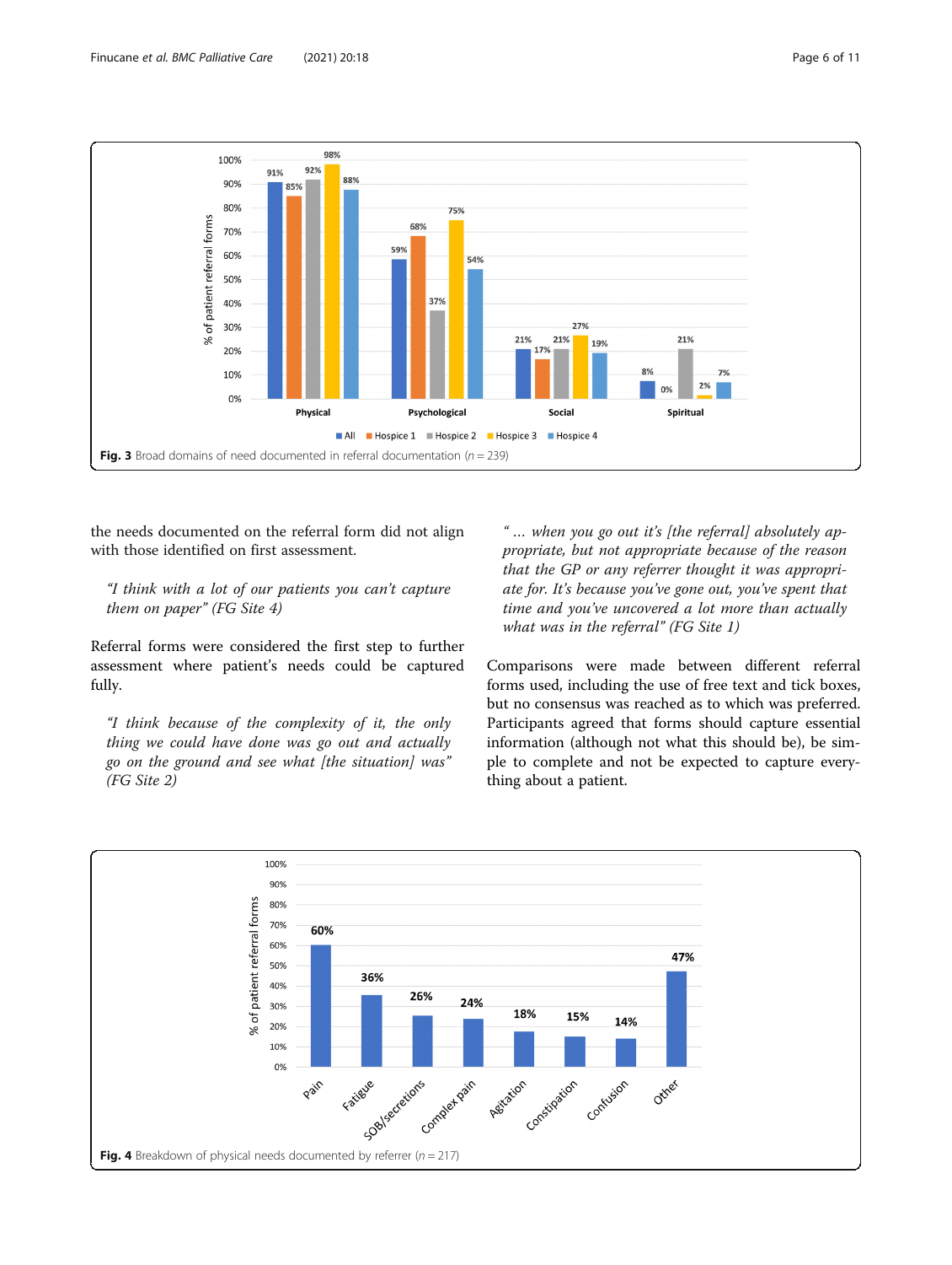Fig. 3 Broad domains of need documented in referral documentation ($n = 239$)

the needs documented on the referral form did not align with those identified on first assessment.

> *"I think with a lot of our patients you can't capture them on paper" (FG Site 4)*

Referral forms were considered the first step to further assessment where patient's needs could be captured fully.

> *"I think because of the complexity of it, the only thing we could have done was go out and actually go on the ground and see what [the situation] was" (FG Site 2)*

> *" … when you go out it's [the referral] absolutely appropriate, but not appropriate because of the reason that the GP or any referrer thought it was appropriate for. It's because you've gone out, you've spent that time and you've uncovered a lot more than actually what was in the referral" (FG Site 1)*

Comparisons were made between different referral forms used, including the use of free text and tick boxes, but no consensus was reached as to which was preferred. Participants agreed that forms should capture essential information (although not what this should be), be simple to complete and not be expected to capture everything about a patient.

Fig. 4 Breakdown of physical needs documented by referrer ($n = 217$)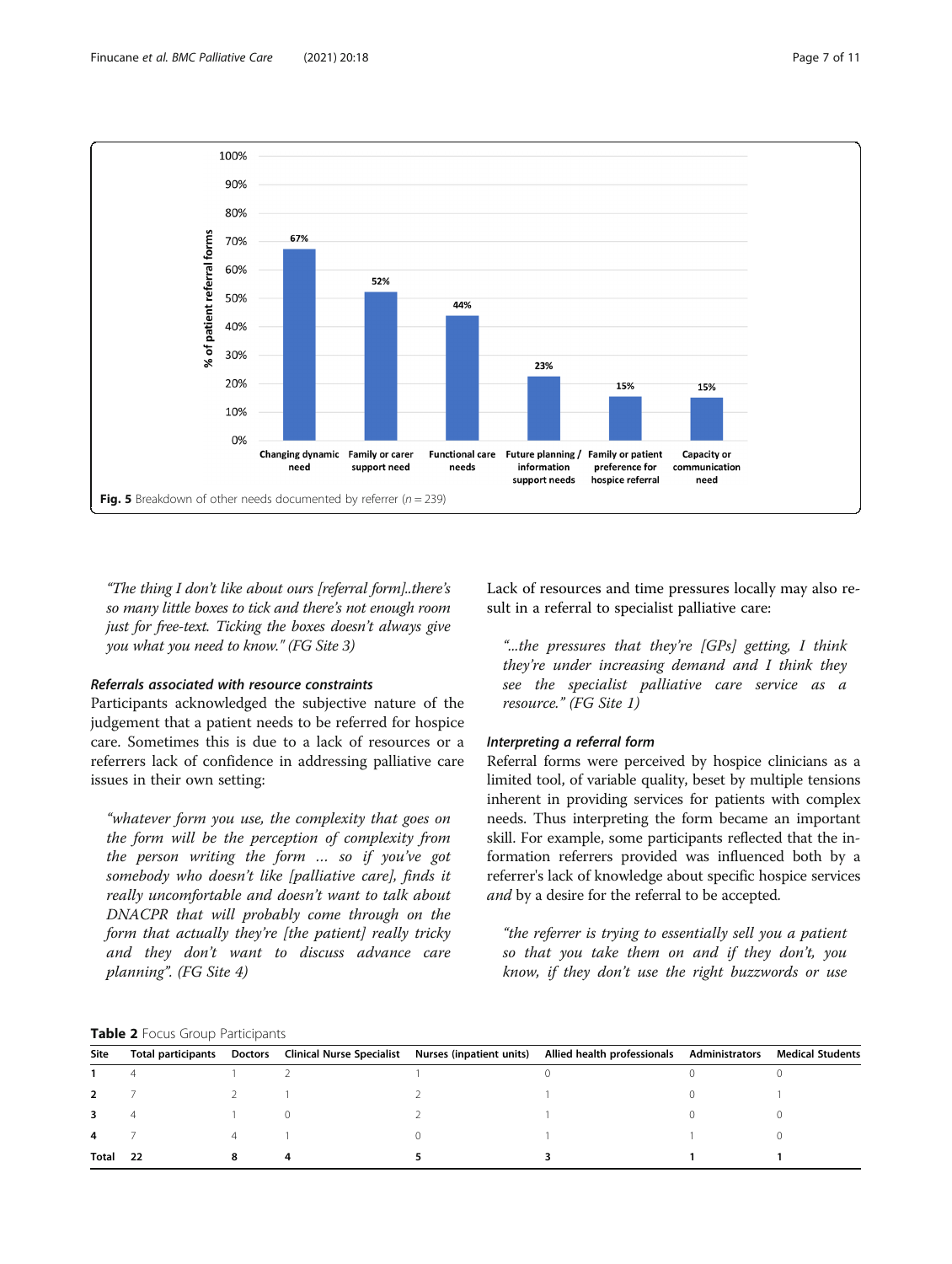Fig. 5 Breakdown of other needs documented by referrer (n = 239)

"The thing I don't like about ours [referral form]..there's so many little boxes to tick and there's not enough room just for free-text. Ticking the boxes doesn't always give you what you need to know." (FG Site 3)

#### *Referrals associated with resource constraints*

Participants acknowledged the subjective nature of the judgement that a patient needs to be referred for hospice care. Sometimes this is due to a lack of resources or a referrers lack of confidence in addressing palliative care issues in their own setting:

> *"whatever form you use, the complexity that goes on the form will be the perception of complexity from the person writing the form … so if you've got somebody who doesn't like [palliative care], finds it really uncomfortable and doesn't want to talk about DNACPR that will probably come through on the form that actually they're [the patient] really tricky and they don't want to discuss advance care planning". (FG Site 4)*

Lack of resources and time pressures locally may also result in a referral to specialist palliative care:

> *"...the pressures that they're [GPs] getting, I think they're under increasing demand and I think they see the specialist palliative care service as a resource." (FG Site 1)*

#### *Interpreting a referral form*

Referral forms were perceived by hospice clinicians as a limited tool, of variable quality, beset by multiple tensions inherent in providing services for patients with complex needs. Thus interpreting the form became an important skill. For example, some participants reflected that the information referrers provided was influenced both by a referrer's lack of knowledge about specific hospice services *and* by a desire for the referral to be accepted.

> *"the referrer is trying to essentially sell you a patient so that you take them on and if they don't, you know, if they don't use the right buzzwords or use*

**Table 2** Focus Group Participants

| Site | Total participants | Doctors | Clinical Nurse Specialist | Nurses (inpatient units) | Allied health professionals | Administrators | Medical Students |
|---|---|---|---|---|---|---|---|
| 1 | 4 | 1 | 2 | 1 | 0 | 0 | 0 |
| 2 | 7 | 2 | 1 | 2 | 1 | 0 | 1 |
| 3 | 4 | 1 | 0 | 2 | 1 | 0 | 0 |
| 4 | 7 | 4 | 1 | 0 | 1 | 1 | 0 |
| **Total** | **22** | **8** | **4** | **5** | **3** | **1** | **1** |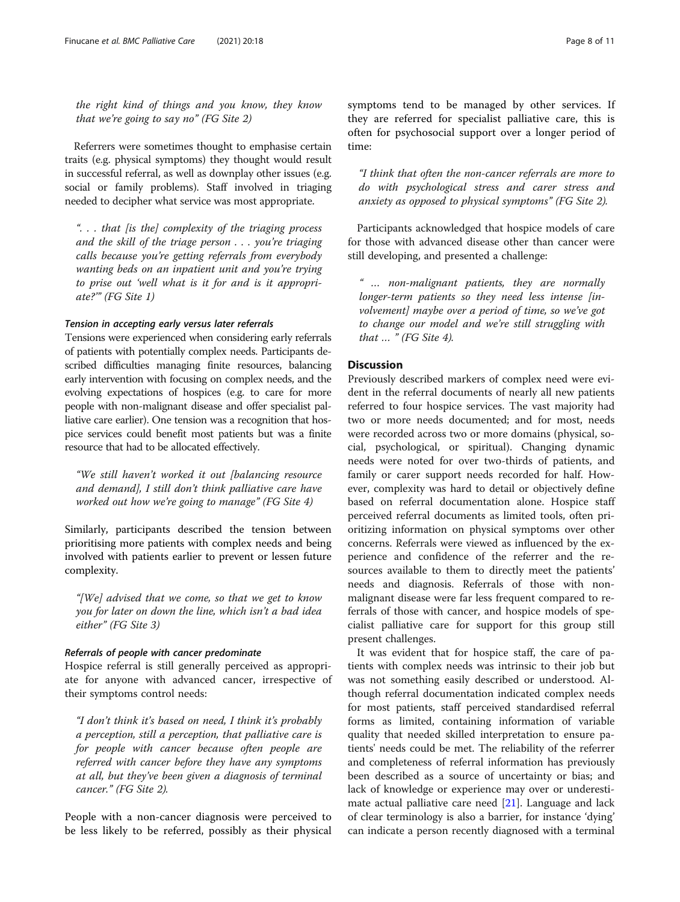*the right kind of things and you know, they know that we're going to say no" (FG Site 2)*

Referrers were sometimes thought to emphasise certain traits (e.g. physical symptoms) they thought would result in successful referral, as well as downplay other issues (e.g. social or family problems). Staff involved in triaging needed to decipher what service was most appropriate.

*". . . that [is the] complexity of the triaging process and the skill of the triage person . . . you're triaging calls because you're getting referrals from everybody wanting beds on an inpatient unit and you're trying to prise out 'well what is it for and is it appropriate?'" (FG Site 1)*

#### Tension in accepting early versus later referrals

Tensions were experienced when considering early referrals of patients with potentially complex needs. Participants described difficulties managing finite resources, balancing early intervention with focusing on complex needs, and the evolving expectations of hospices (e.g. to care for more people with non-malignant disease and offer specialist palliative care earlier). One tension was a recognition that hospice services could benefit most patients but was a finite resource that had to be allocated effectively.

*"We still haven't worked it out [balancing resource and demand], I still don't think palliative care have worked out how we're going to manage" (FG Site 4)*

Similarly, participants described the tension between prioritising more patients with complex needs and being involved with patients earlier to prevent or lessen future complexity.

*"[We] advised that we come, so that we get to know you for later on down the line, which isn't a bad idea either" (FG Site 3)*

#### Referrals of people with cancer predominate

Hospice referral is still generally perceived as appropriate for anyone with advanced cancer, irrespective of their symptoms control needs:

*"I don't think it's based on need, I think it's probably a perception, still a perception, that palliative care is for people with cancer because often people are referred with cancer before they have any symptoms at all, but they've been given a diagnosis of terminal cancer." (FG Site 2).*

People with a non-cancer diagnosis were perceived to be less likely to be referred, possibly as their physical symptoms tend to be managed by other services. If they are referred for specialist palliative care, this is often for psychosocial support over a longer period of time:

*"I think that often the non-cancer referrals are more to do with psychological stress and carer stress and anxiety as opposed to physical symptoms" (FG Site 2).*

Participants acknowledged that hospice models of care for those with advanced disease other than cancer were still developing, and presented a challenge:

*" … non-malignant patients, they are normally longer-term patients so they need less intense [involvement] maybe over a period of time, so we've got to change our model and we're still struggling with that … " (FG Site 4).*

## Discussion

Previously described markers of complex need were evident in the referral documents of nearly all new patients referred to four hospice services. The vast majority had two or more needs documented; and for most, needs were recorded across two or more domains (physical, social, psychological, or spiritual). Changing dynamic needs were noted for over two-thirds of patients, and family or carer support needs recorded for half. However, complexity was hard to detail or objectively define based on referral documentation alone. Hospice staff perceived referral documents as limited tools, often prioritizing information on physical symptoms over other concerns. Referrals were viewed as influenced by the experience and confidence of the referrer and the resources available to them to directly meet the patients' needs and diagnosis. Referrals of those with non-malignant disease were far less frequent compared to referrals of those with cancer, and hospice models of specialist palliative care for support for this group still present challenges.

It was evident that for hospice staff, the care of patients with complex needs was intrinsic to their job but was not something easily described or understood. Although referral documentation indicated complex needs for most patients, staff perceived standardised referral forms as limited, containing information of variable quality that needed skilled interpretation to ensure patients' needs could be met. The reliability of the referrer and completeness of referral information has previously been described as a source of uncertainty or bias; and lack of knowledge or experience may over or underestimate actual palliative care need [21]. Language and lack of clear terminology is also a barrier, for instance 'dying' can indicate a person recently diagnosed with a terminal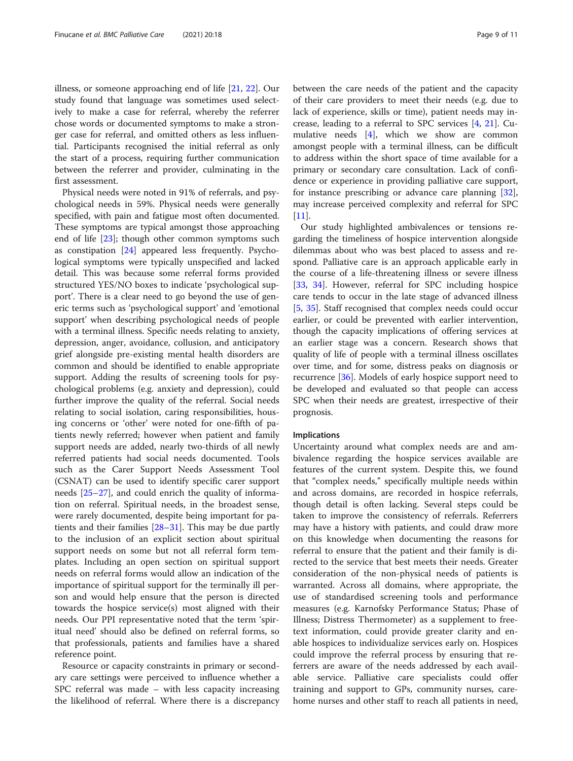illness, or someone approaching end of life [21, 22]. Our study found that language was sometimes used selectively to make a case for referral, whereby the referrer chose words or documented symptoms to make a stronger case for referral, and omitted others as less influential. Participants recognised the initial referral as only the start of a process, requiring further communication between the referrer and provider, culminating in the first assessment.

Physical needs were noted in 91% of referrals, and psychological needs in 59%. Physical needs were generally specified, with pain and fatigue most often documented. These symptoms are typical amongst those approaching end of life [23]; though other common symptoms such as constipation [24] appeared less frequently. Psychological symptoms were typically unspecified and lacked detail. This was because some referral forms provided structured YES/NO boxes to indicate 'psychological support'. There is a clear need to go beyond the use of generic terms such as 'psychological support' and 'emotional support' when describing psychological needs of people with a terminal illness. Specific needs relating to anxiety, depression, anger, avoidance, collusion, and anticipatory grief alongside pre-existing mental health disorders are common and should be identified to enable appropriate support. Adding the results of screening tools for psychological problems (e.g. anxiety and depression), could further improve the quality of the referral. Social needs relating to social isolation, caring responsibilities, housing concerns or 'other' were noted for one-fifth of patients newly referred; however when patient and family support needs are added, nearly two-thirds of all newly referred patients had social needs documented. Tools such as the Carer Support Needs Assessment Tool (CSNAT) can be used to identify specific carer support needs [25–27], and could enrich the quality of information on referral. Spiritual needs, in the broadest sense, were rarely documented, despite being important for patients and their families [28–31]. This may be due partly to the inclusion of an explicit section about spiritual support needs on some but not all referral form templates. Including an open section on spiritual support needs on referral forms would allow an indication of the importance of spiritual support for the terminally ill person and would help ensure that the person is directed towards the hospice service(s) most aligned with their needs. Our PPI representative noted that the term 'spiritual need' should also be defined on referral forms, so that professionals, patients and families have a shared reference point.

Resource or capacity constraints in primary or secondary care settings were perceived to influence whether a SPC referral was made – with less capacity increasing the likelihood of referral. Where there is a discrepancy between the care needs of the patient and the capacity of their care providers to meet their needs (e.g. due to lack of experience, skills or time), patient needs may increase, leading to a referral to SPC services [4, 21]. Cumulative needs [4], which we show are common amongst people with a terminal illness, can be difficult to address within the short space of time available for a primary or secondary care consultation. Lack of confidence or experience in providing palliative care support, for instance prescribing or advance care planning [32], may increase perceived complexity and referral for SPC [11].

Our study highlighted ambivalences or tensions regarding the timeliness of hospice intervention alongside dilemmas about who was best placed to assess and respond. Palliative care is an approach applicable early in the course of a life-threatening illness or severe illness [33, 34]. However, referral for SPC including hospice care tends to occur in the late stage of advanced illness [5, 35]. Staff recognised that complex needs could occur earlier, or could be prevented with earlier intervention, though the capacity implications of offering services at an earlier stage was a concern. Research shows that quality of life of people with a terminal illness oscillates over time, and for some, distress peaks on diagnosis or recurrence [36]. Models of early hospice support need to be developed and evaluated so that people can access SPC when their needs are greatest, irrespective of their prognosis.

### Implications

Uncertainty around what complex needs are and ambivalence regarding the hospice services available are features of the current system. Despite this, we found that "complex needs," specifically multiple needs within and across domains, are recorded in hospice referrals, though detail is often lacking. Several steps could be taken to improve the consistency of referrals. Referrers may have a history with patients, and could draw more on this knowledge when documenting the reasons for referral to ensure that the patient and their family is directed to the service that best meets their needs. Greater consideration of the non-physical needs of patients is warranted. Across all domains, where appropriate, the use of standardised screening tools and performance measures (e.g. Karnofsky Performance Status; Phase of Illness; Distress Thermometer) as a supplement to free-text information, could provide greater clarity and enable hospices to individualize services early on. Hospices could improve the referral process by ensuring that referrers are aware of the needs addressed by each available service. Palliative care specialists could offer training and support to GPs, community nurses, care-home nurses and other staff to reach all patients in need,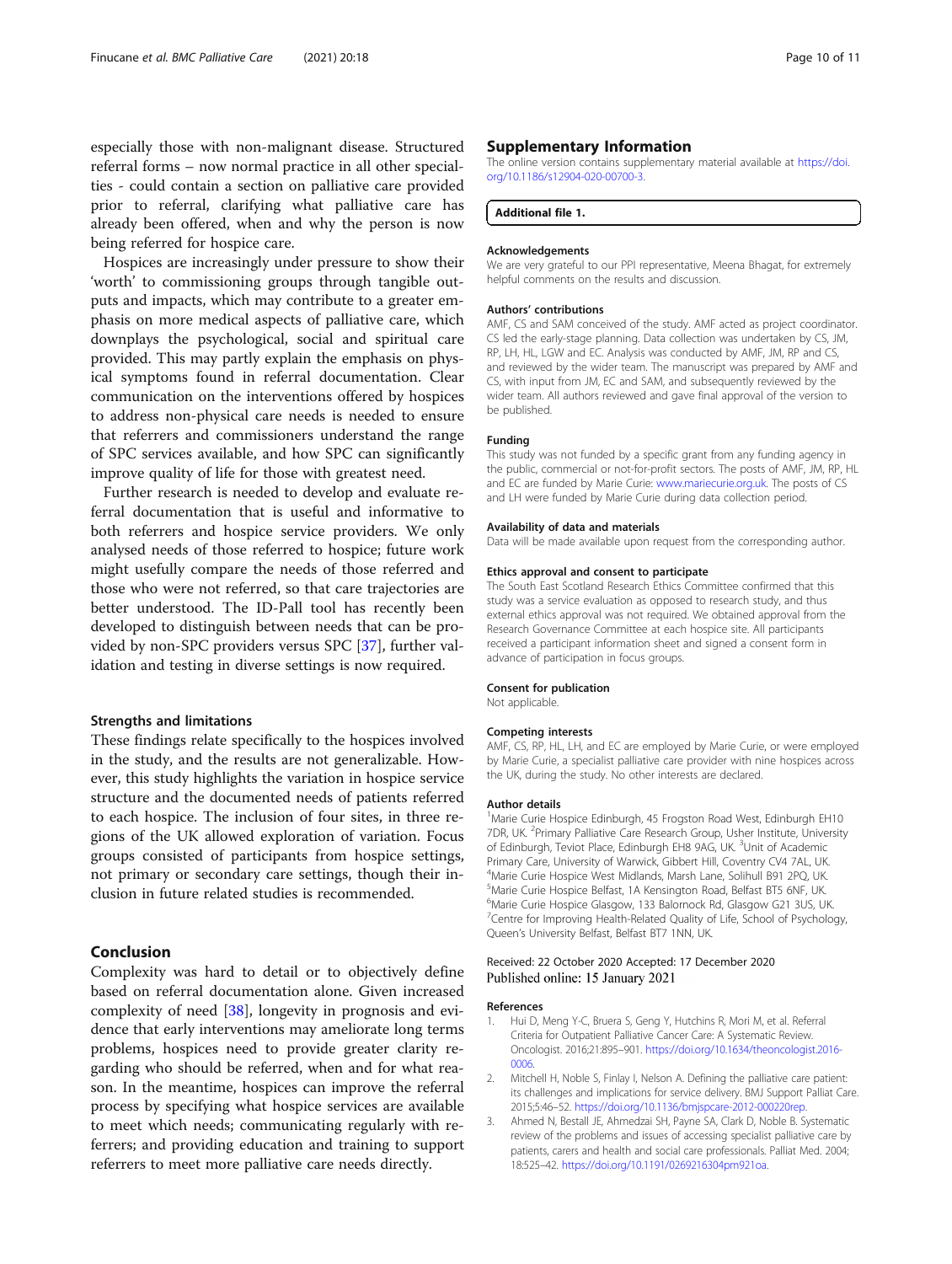especially those with non-malignant disease. Structured referral forms – now normal practice in all other specialties - could contain a section on palliative care provided prior to referral, clarifying what palliative care has already been offered, when and why the person is now being referred for hospice care.

Hospices are increasingly under pressure to show their 'worth' to commissioning groups through tangible outputs and impacts, which may contribute to a greater emphasis on more medical aspects of palliative care, which downplays the psychological, social and spiritual care provided. This may partly explain the emphasis on physical symptoms found in referral documentation. Clear communication on the interventions offered by hospices to address non-physical care needs is needed to ensure that referrers and commissioners understand the range of SPC services available, and how SPC can significantly improve quality of life for those with greatest need.

Further research is needed to develop and evaluate referral documentation that is useful and informative to both referrers and hospice service providers. We only analysed needs of those referred to hospice; future work might usefully compare the needs of those referred and those who were not referred, so that care trajectories are better understood. The ID-Pall tool has recently been developed to distinguish between needs that can be provided by non-SPC providers versus SPC [37], further validation and testing in diverse settings is now required.

### Strengths and limitations

These findings relate specifically to the hospices involved in the study, and the results are not generalizable. However, this study highlights the variation in hospice service structure and the documented needs of patients referred to each hospice. The inclusion of four sites, in three regions of the UK allowed exploration of variation. Focus groups consisted of participants from hospice settings, not primary or secondary care settings, though their inclusion in future related studies is recommended.

## Conclusion

Complexity was hard to detail or to objectively define based on referral documentation alone. Given increased complexity of need [38], longevity in prognosis and evidence that early interventions may ameliorate long terms problems, hospices need to provide greater clarity regarding who should be referred, when and for what reason. In the meantime, hospices can improve the referral process by specifying what hospice services are available to meet which needs; communicating regularly with referrers; and providing education and training to support referrers to meet more palliative care needs directly.

## Supplementary Information

The online version contains supplementary material available at https://doi.org/10.1186/s12904-020-00700-3.

**Additional file 1.**

### Acknowledgements

We are very grateful to our PPI representative, Meena Bhagat, for extremely helpful comments on the results and discussion.

### Authors' contributions

AMF, CS and SAM conceived of the study. AMF acted as project coordinator. CS led the early-stage planning. Data collection was undertaken by CS, JM, RP, LH, HL, LGW and EC. Analysis was conducted by AMF, JM, RP and CS, and reviewed by the wider team. The manuscript was prepared by AMF and CS, with input from JM, EC and SAM, and subsequently reviewed by the wider team. All authors reviewed and gave final approval of the version to be published.

### Funding

This study was not funded by a specific grant from any funding agency in the public, commercial or not-for-profit sectors. The posts of AMF, JM, RP, HL and EC are funded by Marie Curie: www.mariecurie.org.uk. The posts of CS and LH were funded by Marie Curie during data collection period.

### Availability of data and materials

Data will be made available upon request from the corresponding author.

### Ethics approval and consent to participate

The South East Scotland Research Ethics Committee confirmed that this study was a service evaluation as opposed to research study, and thus external ethics approval was not required. We obtained approval from the Research Governance Committee at each hospice site. All participants received a participant information sheet and signed a consent form in advance of participation in focus groups.

### Consent for publication

Not applicable.

### Competing interests

AMF, CS, RP, HL, LH, and EC are employed by Marie Curie, or were employed by Marie Curie, a specialist palliative care provider with nine hospices across the UK, during the study. No other interests are declared.

### Author details

[1]Marie Curie Hospice Edinburgh, 45 Frogston Road West, Edinburgh EH10 7DR, UK. [2]Primary Palliative Care Research Group, Usher Institute, University of Edinburgh, Teviot Place, Edinburgh EH8 9AG, UK. [3]Unit of Academic Primary Care, University of Warwick, Gibbert Hill, Coventry CV4 7AL, UK. [4]Marie Curie Hospice West Midlands, Marsh Lane, Solihull B91 2PQ, UK. [5]Marie Curie Hospice Belfast, 1A Kensington Road, Belfast BT5 6NF, UK. [6]Marie Curie Hospice Glasgow, 133 Balornock Rd, Glasgow G21 3US, UK. [7]Centre for Improving Health-Related Quality of Life, School of Psychology, Queen's University Belfast, Belfast BT7 1NN, UK.

Received: 22 October 2020 Accepted: 17 December 2020
Published online: 15 January 2021

### References

1. Hui D, Meng Y-C, Bruera S, Geng Y, Hutchins R, Mori M, et al. Referral Criteria for Outpatient Palliative Cancer Care: A Systematic Review. Oncologist. 2016;21:895–901. https://doi.org/10.1634/theoncologist.2016-0006.
2. Mitchell H, Noble S, Finlay I, Nelson A. Defining the palliative care patient: its challenges and implications for service delivery. BMJ Support Palliat Care. 2015;5:46–52. https://doi.org/10.1136/bmjspcare-2012-000220rep.
3. Ahmed N, Bestall JE, Ahmedzai SH, Payne SA, Clark D, Noble B. Systematic review of the problems and issues of accessing specialist palliative care by patients, carers and health and social care professionals. Palliat Med. 2004; 18:525–42. https://doi.org/10.1191/0269216304pm921oa.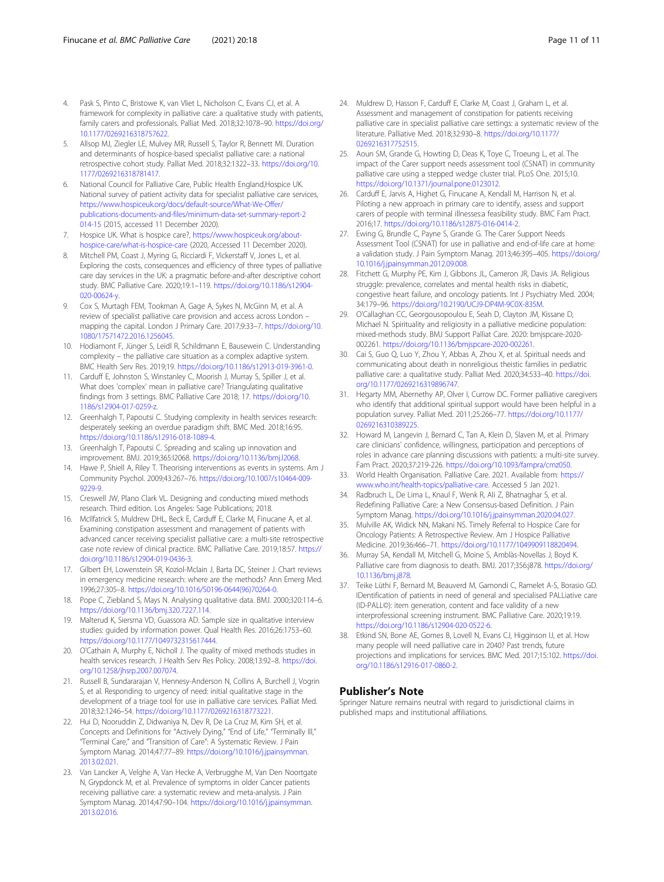4. Pask S, Pinto C, Bristowe K, van Vliet L, Nicholson C, Evans CJ, et al. A framework for complexity in palliative care: a qualitative study with patients, family carers and professionals. Palliat Med. 2018;32:1078–90. https://doi.org/10.1177/0269216318757622.
5. Allsop MJ, Ziegler LE, Mulvey MR, Russell S, Taylor R, Bennett MI. Duration and determinants of hospice-based specialist palliative care: a national retrospective cohort study. Palliat Med. 2018;32:1322–33. https://doi.org/10.1177/0269216318781417.
6. National Council for Palliative Care, Public Health England,Hospice UK. National survey of patient activity data for specialist palliative care services, https://www.hospiceuk.org/docs/default-source/What-We-Offer/publications-documents-and-files/minimum-data-set-summary-report-2014-15 (2015, accessed 11 December 2020).
7. Hospice UK. What is hospice care?, https://www.hospiceuk.org/about-hospice-care/what-is-hospice-care (2020, Accessed 11 December 2020).
8. Mitchell PM, Coast J, Myring G, Ricciardi F, Vickerstaff V, Jones L, et al. Exploring the costs, consequences and efficiency of three types of palliative care day services in the UK: a pragmatic before-and-after descriptive cohort study. BMC Palliative Care. 2020;19:1–119. https://doi.org/10.1186/s12904-020-00624-y.
9. Cox S, Murtagh FEM, Tookman A, Gage A, Sykes N, McGinn M, et al. A review of specialist palliative care provision and access across London – mapping the capital. London J Primary Care. 2017;9:33–7. https://doi.org/10.1080/17571472.2016.1256045.
10. Hodiamont F, Jünger S, Leidl R, Schildmann E, Bausewein C. Understanding complexity – the palliative care situation as a complex adaptive system. BMC Health Serv Res. 2019;19. https://doi.org/10.1186/s12913-019-3961-0.
11. Carduff E, Johnston S, Winstanley C, Moorish J, Murray S, Spiller J, et al. What does 'complex' mean in palliative care? Triangulating qualitative findings from 3 settings. BMC Palliative Care 2018; 17. https://doi.org/10.1186/s12904-017-0259-z.
12. Greenhalgh T, Papoutsi C. Studying complexity in health services research: desperately seeking an overdue paradigm shift. BMC Med. 2018;16:95. https://doi.org/10.1186/s12916-018-1089-4.
13. Greenhalgh T, Papoutsi C. Spreading and scaling up innovation and improvement. BMJ. 2019;365:l2068. https://doi.org/10.1136/bmj.l2068.
14. Hawe P, Shiell A, Riley T. Theorising interventions as events in systems. Am J Community Psychol. 2009;43:267–76. https://doi.org/10.1007/s10464-009-9229-9.
15. Creswell JW, Plano Clark VL. Designing and conducting mixed methods research. Third edition. Los Angeles: Sage Publications; 2018.
16. McIlfatrick S, Muldrew DHL, Beck E, Carduff E, Clarke M, Finucane A, et al. Examining constipation assessment and management of patients with advanced cancer receiving specialist palliative care: a multi-site retrospective case note review of clinical practice. BMC Palliative Care. 2019;18:57. https://doi.org/10.1186/s12904-019-0436-3.
17. Gilbert EH, Lowenstein SR, Koziol-Mclain J, Barta DC, Steiner J. Chart reviews in emergency medicine research: where are the methods? Ann Emerg Med. 1996;27:305–8. https://doi.org/10.1016/S0196-0644(96)70264-0.
18. Pope C, Ziebland S, Mays N. Analysing qualitative data. BMJ. 2000;320:114–6. https://doi.org/10.1136/bmj.320.7227.114.
19. Malterud K, Siersma VD, Guassora AD. Sample size in qualitative interview studies: guided by information power. Qual Health Res. 2016;26:1753–60. https://doi.org/10.1177/1049732315617444.
20. O'Cathain A, Murphy E, Nicholl J. The quality of mixed methods studies in health services research. J Health Serv Res Policy. 2008;13:92–8. https://doi.org/10.1258/jhsrp.2007.007074.
21. Russell B, Sundararajan V, Hennesy-Anderson N, Collins A, Burchell J, Vogrin S, et al. Responding to urgency of need: initial qualitative stage in the development of a triage tool for use in palliative care services. Palliat Med. 2018;32:1246–54. https://doi.org/10.1177/0269216318773221.
22. Hui D, Nooruddin Z, Didwaniya N, Dev R, De La Cruz M, Kim SH, et al. Concepts and Definitions for "Actively Dying," "End of Life," "Terminally Ill," "Terminal Care," and "Transition of Care": A Systematic Review. J Pain Symptom Manag. 2014;47:77–89. https://doi.org/10.1016/j.jpainsymman.2013.02.021.
23. Van Lancker A, Velghe A, Van Hecke A, Verbrugghe M, Van Den Noortgate N, Grypdonck M, et al. Prevalence of symptoms in older Cancer patients receiving palliative care: a systematic review and meta-analysis. J Pain Symptom Manag. 2014;47:90–104. https://doi.org/10.1016/j.jpainsymman.2013.02.016.
24. Muldrew D, Hasson F, Carduff E, Clarke M, Coast J, Graham L, et al. Assessment and management of constipation for patients receiving palliative care in specialist palliative care settings: a systematic review of the literature. Palliative Med. 2018;32:930–8. https://doi.org/10.1177/0269216317752515.
25. Aoun SM, Grande G, Howting D, Deas K, Toye C, Troeung L, et al. The impact of the Carer support needs assessment tool (CSNAT) in community palliative care using a stepped wedge cluster trial. PLoS One. 2015;10. https://doi.org/10.1371/journal.pone.0123012.
26. Carduff E, Jarvis A, Highet G, Finucane A, Kendall M, Harrison N, et al. Piloting a new approach in primary care to identify, assess and support carers of people with terminal illnesses:a feasibility study. BMC Fam Pract. 2016;17. https://doi.org/10.1186/s12875-016-0414-2.
27. Ewing G, Brundle C, Payne S, Grande G. The Carer Support Needs Assessment Tool (CSNAT) for use in palliative and end-of-life care at home: a validation study. J Pain Symptom Manag. 2013;46:395–405. https://doi.org/10.1016/j.jpainsymman.2012.09.008.
28. Fitchett G, Murphy PE, Kim J, Gibbons JL, Cameron JR, Davis JA. Religious struggle: prevalence, correlates and mental health risks in diabetic, congestive heart failure, and oncology patients. Int J Psychiatry Med. 2004;34:179–96. https://doi.org/10.2190/UCJ9-DP4M-9C0X-835M.
29. O'Callaghan CC, Georgousopoulou E, Seah D, Clayton JM, Kissane D, Michael N. Spirituality and religiosity in a palliative medicine population: mixed-methods study. BMJ Support Palliat Care. 2020: bmjspcare-2020-002261. https://doi.org/10.1136/bmjspcare-2020-002261.
30. Cai S, Guo Q, Luo Y, Zhou Y, Abbas A, Zhou X, et al. Spiritual needs and communicating about death in nonreligious theistic families in pediatric palliative care: a qualitative study. Palliat Med. 2020;34:533–40. https://doi.org/10.1177/0269216319896747.
31. Hegarty MM, Abernethy AP, Olver I, Currow DC. Former palliative caregivers who identify that additional spiritual support would have been helpful in a population survey. Palliat Med. 2011;25:266–77. https://doi.org/10.1177/0269216310389225.
32. Howard M, Langevin J, Bernard C, Tan A, Klein D, Slaven M, et al. Primary care clinicians' confidence, willingness, participation and perceptions of roles in advance care planning discussions with patients: a multi-site survey. Fam Pract. 2020;37:219-226. https://doi.org/10.1093/fampra/cmz050.
33. World Health Organisation. Palliative Care. 2021. Available from: https://www.who.int/health-topics/palliative-care. Accessed 5 Jan 2021.
34. Radbruch L, De Lima L, Knaul F, Wenk R, Ali Z, Bhatnaghar S, et al. Redefining Palliative Care: a New Consensus-based Definition. J Pain Symptom Manag. https://doi.org/10.1016/j.jpainsymman.2020.04.027.
35. Mulville AK, Widick NN, Makani NS. Timely Referral to Hospice Care for Oncology Patients: A Retrospective Review. Am J Hospice Palliative Medicine. 2019;36:466–71. https://doi.org/10.1177/1049909118820494.
36. Murray SA, Kendall M, Mitchell G, Moine S, Amblàs-Novellas J, Boyd K. Palliative care from diagnosis to death. BMJ. 2017;356:j878. https://doi.org/10.1136/bmj.j878.
37. Teike Lüthi F, Bernard M, Beauverd M, Gamondi C, Ramelet A-S, Borasio GD. IDentification of patients in need of general and specialised PALLiative care (ID-PALL©): item generation, content and face validity of a new interprofessional screening instrument. BMC Palliative Care. 2020;19:19. https://doi.org/10.1186/s12904-020-0522-6.
38. Etkind SN, Bone AE, Gomes B, Lovell N, Evans CJ, Higginson IJ, et al. How many people will need palliative care in 2040? Past trends, future projections and implications for services. BMC Med. 2017;15:102. https://doi.org/10.1186/s12916-017-0860-2.

## Publisher's Note

Springer Nature remains neutral with regard to jurisdictional claims in published maps and institutional affiliations.